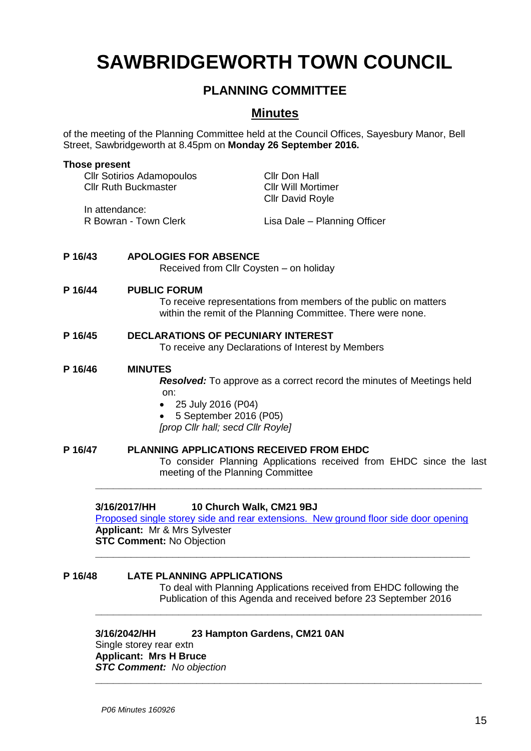# SAWBRIDGEWORTH TOWN COUNCIL

## PLANNING COMMITTEE

## Minutes

of the meeting of the Planning Committee held at the Council Offices, Sayesbury Manor, Bell Street, Sawbridgeworth at 8.45pm on **Monday 26 September 2016.**

**Those present**

Cllr Sotirios Adamopoulos
Cllr Ruth Buckmaster
Cllr Don Hall
Cllr Will Mortimer
Cllr David Royle

In attendance:
R Bowran - Town Clerk
Lisa Dale – Planning Officer

**P 16/43 APOLOGIES FOR ABSENCE**

Received from Cllr Coysten – on holiday

**P 16/44 PUBLIC FORUM**

To receive representations from members of the public on matters within the remit of the Planning Committee. There were none.

**P 16/45 DECLARATIONS OF PECUNIARY INTEREST**

To receive any Declarations of Interest by Members

**P 16/46 MINUTES**

***Resolved:*** To approve as a correct record the minutes of Meetings held on:

- 25 July 2016 (P04)
- 5 September 2016 (P05)

*[prop Cllr hall; secd Cllr Royle]*

**P 16/47 PLANNING APPLICATIONS RECEIVED FROM EHDC**

To consider Planning Applications received from EHDC since the last meeting of the Planning Committee

---

**3/16/2017/HH 10 Church Walk, CM21 9BJ**
Proposed single storey side and rear extensions. New ground floor side door opening
**Applicant:** Mr & Mrs Sylvester
**STC Comment:** No Objection

---

**P 16/48 LATE PLANNING APPLICATIONS**

To deal with Planning Applications received from EHDC following the Publication of this Agenda and received before 23 September 2016

---

**3/16/2042/HH 23 Hampton Gardens, CM21 0AN**
Single storey rear extn
**Applicant: Mrs H Bruce**
***STC Comment:*** *No objection*

---

*P06 Minutes 160926*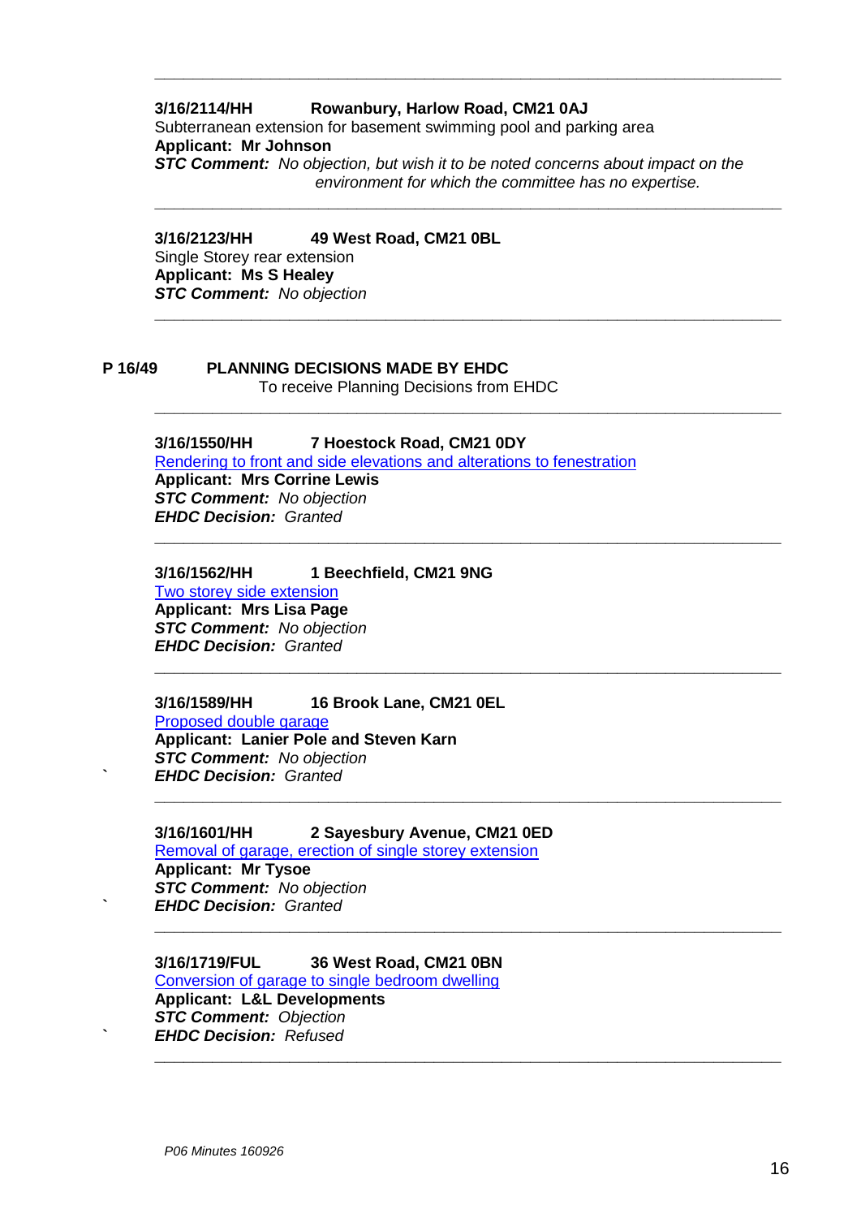---

**3/16/2114/HH        Rowanbury, Harlow Road, CM21 0AJ**
Subterranean extension for basement swimming pool and parking area
**Applicant: Mr Johnson**
***STC Comment:*** *No objection, but wish it to be noted concerns about impact on the environment for which the committee has no expertise.*

---

**3/16/2123/HH        49 West Road, CM21 0BL**
Single Storey rear extension
**Applicant: Ms S Healey**
***STC Comment:*** *No objection*

---

**P 16/49        PLANNING DECISIONS MADE BY EHDC**
To receive Planning Decisions from EHDC

---

**3/16/1550/HH        7 Hoestock Road, CM21 0DY**
Rendering to front and side elevations and alterations to fenestration
**Applicant: Mrs Corrine Lewis**
***STC Comment:*** *No objection*
***EHDC Decision:*** *Granted*

---

**3/16/1562/HH        1 Beechfield, CM21 9NG**
Two storey side extension
**Applicant: Mrs Lisa Page**
***STC Comment:*** *No objection*
***EHDC Decision:*** *Granted*

---

**3/16/1589/HH        16 Brook Lane, CM21 0EL**
Proposed double garage
**Applicant: Lanier Pole and Steven Karn**
***STC Comment:*** *No objection*
` ***EHDC Decision:*** *Granted*

---

**3/16/1601/HH        2 Sayesbury Avenue, CM21 0ED**
Removal of garage, erection of single storey extension
**Applicant: Mr Tysoe**
***STC Comment:*** *No objection*
` ***EHDC Decision:*** *Granted*

---

**3/16/1719/FUL        36 West Road, CM21 0BN**
Conversion of garage to single bedroom dwelling
**Applicant: L&L Developments**
***STC Comment:*** *Objection*
` ***EHDC Decision:*** *Refused*

---

*P06 Minutes 160926*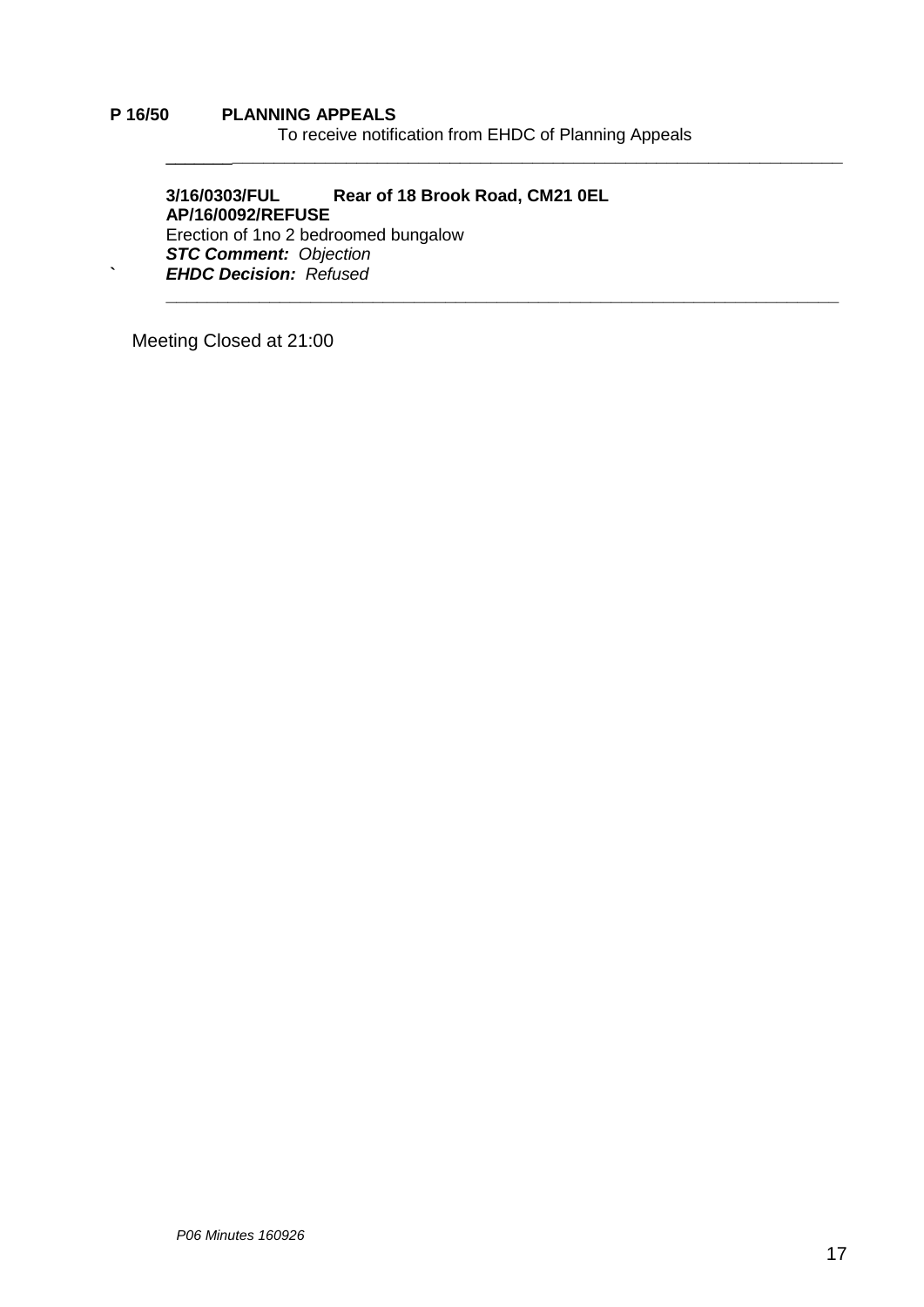**P 16/50 PLANNING APPEALS**

To receive notification from EHDC of Planning Appeals

---

**3/16/0303/FUL Rear of 18 Brook Road, CM21 0EL**
**AP/16/0092/REFUSE**
Erection of 1no 2 bedroomed bungalow
***STC Comment:*** *Objection*
` ***EHDC Decision:*** *Refused*

---

Meeting Closed at 21:00

*P06 Minutes 160926*